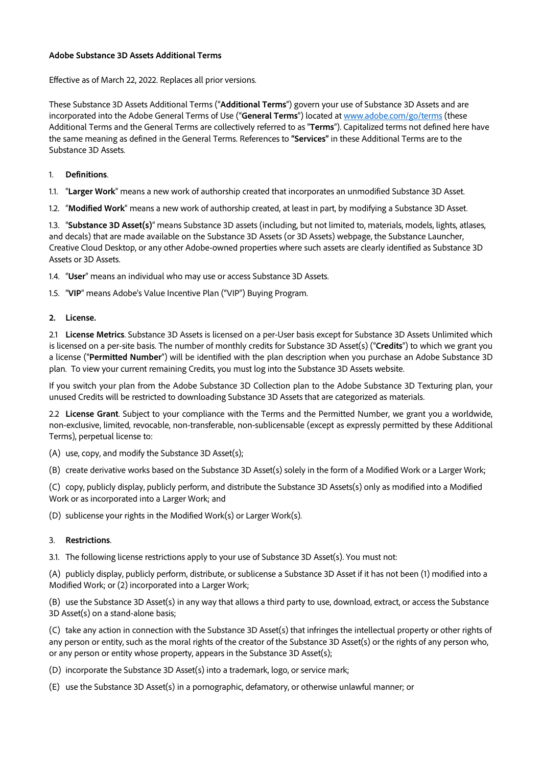**Adobe Substance 3D Assets Additional Terms**

Effective as of March 22, 2022. Replaces all prior versions.

These Substance 3D Assets Additional Terms ("**Additional Terms**") govern your use of Substance 3D Assets and are incorporated into the Adobe General Terms of Use ("**General Terms**") located at [www.adobe.com/go/terms](www.adobe.com/go/terms) (these Additional Terms and the General Terms are collectively referred to as "**Terms**"). Capitalized terms not defined here have the same meaning as defined in the General Terms. References to **"Services"** in these Additional Terms are to the Substance 3D Assets.

1. **Definitions**.

1.1. "**Larger Work**" means a new work of authorship created that incorporates an unmodified Substance 3D Asset.

1.2. "**Modified Work**" means a new work of authorship created, at least in part, by modifying a Substance 3D Asset.

1.3. "**Substance 3D Asset(s)**" means Substance 3D assets (including, but not limited to, materials, models, lights, atlases, and decals) that are made available on the Substance 3D Assets (or 3D Assets) webpage, the Substance Launcher, Creative Cloud Desktop, or any other Adobe-owned properties where such assets are clearly identified as Substance 3D Assets or 3D Assets.

1.4. "**User**" means an individual who may use or access Substance 3D Assets.

1.5. "**VIP**" means Adobe's Value Incentive Plan ("VIP") Buying Program.

2. **License.**

2.1 **License Metrics**. Substance 3D Assets is licensed on a per-User basis except for Substance 3D Assets Unlimited which is licensed on a per-site basis. The number of monthly credits for Substance 3D Asset(s) ("**Credits**") to which we grant you a license ("**Permitted Number**") will be identified with the plan description when you purchase an Adobe Substance 3D plan. To view your current remaining Credits, you must log into the Substance 3D Assets website.

If you switch your plan from the Adobe Substance 3D Collection plan to the Adobe Substance 3D Texturing plan, your unused Credits will be restricted to downloading Substance 3D Assets that are categorized as materials.

2.2 **License Grant**. Subject to your compliance with the Terms and the Permitted Number, we grant you a worldwide, non-exclusive, limited, revocable, non-transferable, non-sublicensable (except as expressly permitted by these Additional Terms), perpetual license to:

(A) use, copy, and modify the Substance 3D Asset(s);

(B) create derivative works based on the Substance 3D Asset(s) solely in the form of a Modified Work or a Larger Work;

(C) copy, publicly display, publicly perform, and distribute the Substance 3D Assets(s) only as modified into a Modified Work or as incorporated into a Larger Work; and

(D) sublicense your rights in the Modified Work(s) or Larger Work(s).

3. **Restrictions**.

3.1. The following license restrictions apply to your use of Substance 3D Asset(s). You must not:

(A) publicly display, publicly perform, distribute, or sublicense a Substance 3D Asset if it has not been (1) modified into a Modified Work; or (2) incorporated into a Larger Work;

(B) use the Substance 3D Asset(s) in any way that allows a third party to use, download, extract, or access the Substance 3D Asset(s) on a stand-alone basis;

(C) take any action in connection with the Substance 3D Asset(s) that infringes the intellectual property or other rights of any person or entity, such as the moral rights of the creator of the Substance 3D Asset(s) or the rights of any person who, or any person or entity whose property, appears in the Substance 3D Asset(s);

(D) incorporate the Substance 3D Asset(s) into a trademark, logo, or service mark;

(E) use the Substance 3D Asset(s) in a pornographic, defamatory, or otherwise unlawful manner; or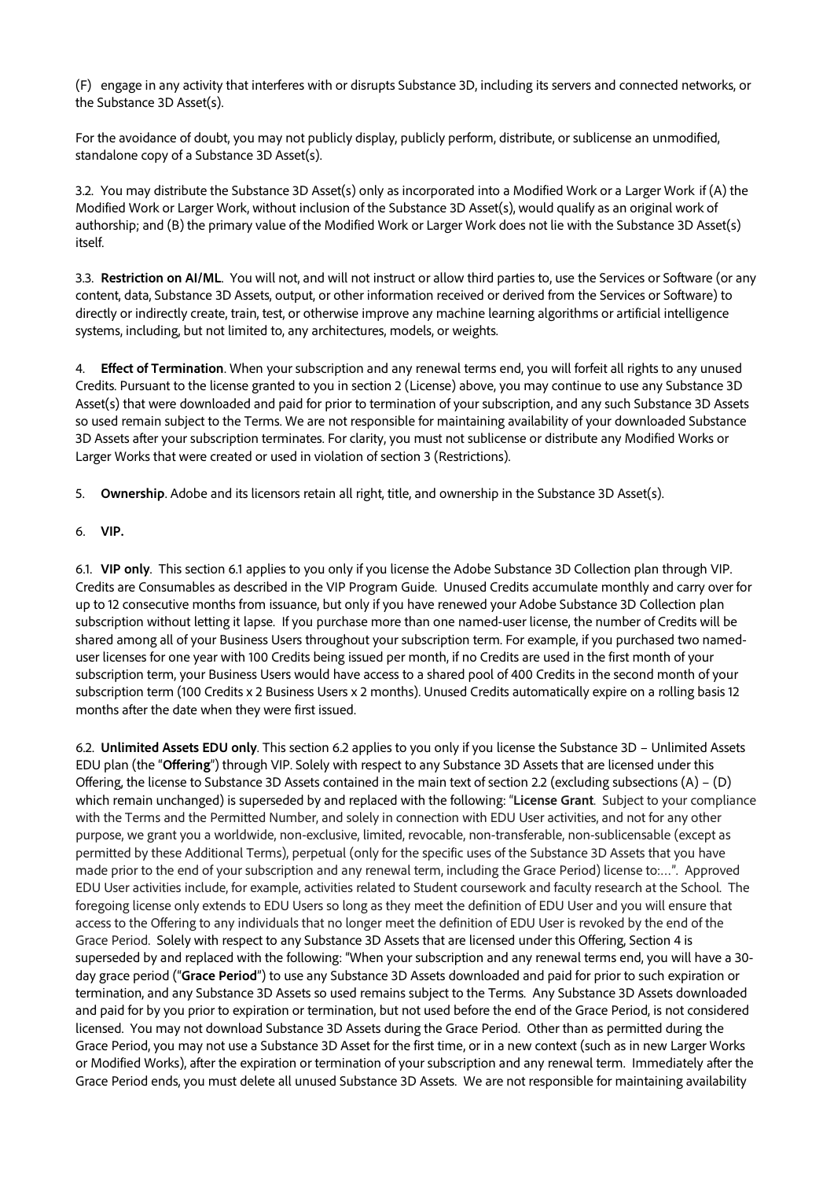(F) engage in any activity that interferes with or disrupts Substance 3D, including its servers and connected networks, or the Substance 3D Asset(s).

For the avoidance of doubt, you may not publicly display, publicly perform, distribute, or sublicense an unmodified, standalone copy of a Substance 3D Asset(s).

3.2. You may distribute the Substance 3D Asset(s) only as incorporated into a Modified Work or a Larger Work if (A) the Modified Work or Larger Work, without inclusion of the Substance 3D Asset(s), would qualify as an original work of authorship; and (B) the primary value of the Modified Work or Larger Work does not lie with the Substance 3D Asset(s) itself.

3.3. **Restriction on AI/ML**. You will not, and will not instruct or allow third parties to, use the Services or Software (or any content, data, Substance 3D Assets, output, or other information received or derived from the Services or Software) to directly or indirectly create, train, test, or otherwise improve any machine learning algorithms or artificial intelligence systems, including, but not limited to, any architectures, models, or weights.

4. **Effect of Termination**. When your subscription and any renewal terms end, you will forfeit all rights to any unused Credits. Pursuant to the license granted to you in section 2 (License) above, you may continue to use any Substance 3D Asset(s) that were downloaded and paid for prior to termination of your subscription, and any such Substance 3D Assets so used remain subject to the Terms. We are not responsible for maintaining availability of your downloaded Substance 3D Assets after your subscription terminates. For clarity, you must not sublicense or distribute any Modified Works or Larger Works that were created or used in violation of section 3 (Restrictions).

5. **Ownership**. Adobe and its licensors retain all right, title, and ownership in the Substance 3D Asset(s).

6. **VIP.**

6.1. **VIP only**. This section 6.1 applies to you only if you license the Adobe Substance 3D Collection plan through VIP. Credits are Consumables as described in the VIP Program Guide. Unused Credits accumulate monthly and carry over for up to 12 consecutive months from issuance, but only if you have renewed your Adobe Substance 3D Collection plan subscription without letting it lapse. If you purchase more than one named-user license, the number of Credits will be shared among all of your Business Users throughout your subscription term. For example, if you purchased two named-user licenses for one year with 100 Credits being issued per month, if no Credits are used in the first month of your subscription term, your Business Users would have access to a shared pool of 400 Credits in the second month of your subscription term (100 Credits x 2 Business Users x 2 months). Unused Credits automatically expire on a rolling basis 12 months after the date when they were first issued.

6.2. **Unlimited Assets EDU only**. This section 6.2 applies to you only if you license the Substance 3D – Unlimited Assets EDU plan (the "**Offering**") through VIP. Solely with respect to any Substance 3D Assets that are licensed under this Offering, the license to Substance 3D Assets contained in the main text of section 2.2 (excluding subsections (A) – (D) which remain unchanged) is superseded by and replaced with the following: "**License Grant**. Subject to your compliance with the Terms and the Permitted Number, and solely in connection with EDU User activities, and not for any other purpose, we grant you a worldwide, non-exclusive, limited, revocable, non-transferable, non-sublicensable (except as permitted by these Additional Terms), perpetual (only for the specific uses of the Substance 3D Assets that you have made prior to the end of your subscription and any renewal term, including the Grace Period) license to:…". Approved EDU User activities include, for example, activities related to Student coursework and faculty research at the School. The foregoing license only extends to EDU Users so long as they meet the definition of EDU User and you will ensure that access to the Offering to any individuals that no longer meet the definition of EDU User is revoked by the end of the Grace Period. Solely with respect to any Substance 3D Assets that are licensed under this Offering, Section 4 is superseded by and replaced with the following: "When your subscription and any renewal terms end, you will have a 30-day grace period ("**Grace Period**") to use any Substance 3D Assets downloaded and paid for prior to such expiration or termination, and any Substance 3D Assets so used remains subject to the Terms. Any Substance 3D Assets downloaded and paid for by you prior to expiration or termination, but not used before the end of the Grace Period, is not considered licensed. You may not download Substance 3D Assets during the Grace Period. Other than as permitted during the Grace Period, you may not use a Substance 3D Asset for the first time, or in a new context (such as in new Larger Works or Modified Works), after the expiration or termination of your subscription and any renewal term. Immediately after the Grace Period ends, you must delete all unused Substance 3D Assets. We are not responsible for maintaining availability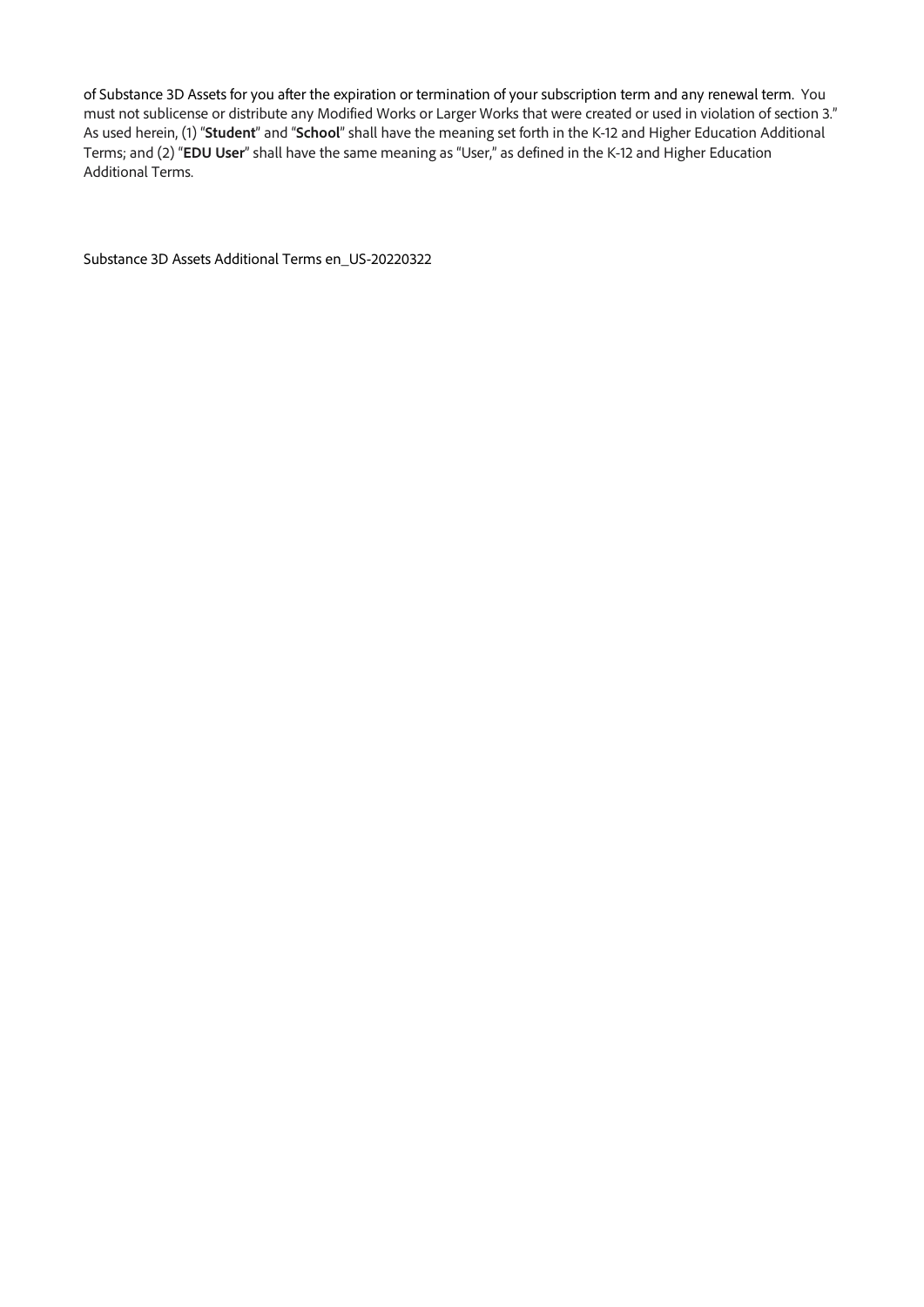of Substance 3D Assets for you after the expiration or termination of your subscription term and any renewal term. You must not sublicense or distribute any Modified Works or Larger Works that were created or used in violation of section 3." As used herein, (1) "**Student**" and "**School**" shall have the meaning set forth in the K-12 and Higher Education Additional Terms; and (2) "**EDU User**" shall have the same meaning as "User," as defined in the K-12 and Higher Education Additional Terms.

Substance 3D Assets Additional Terms en_US-20220322